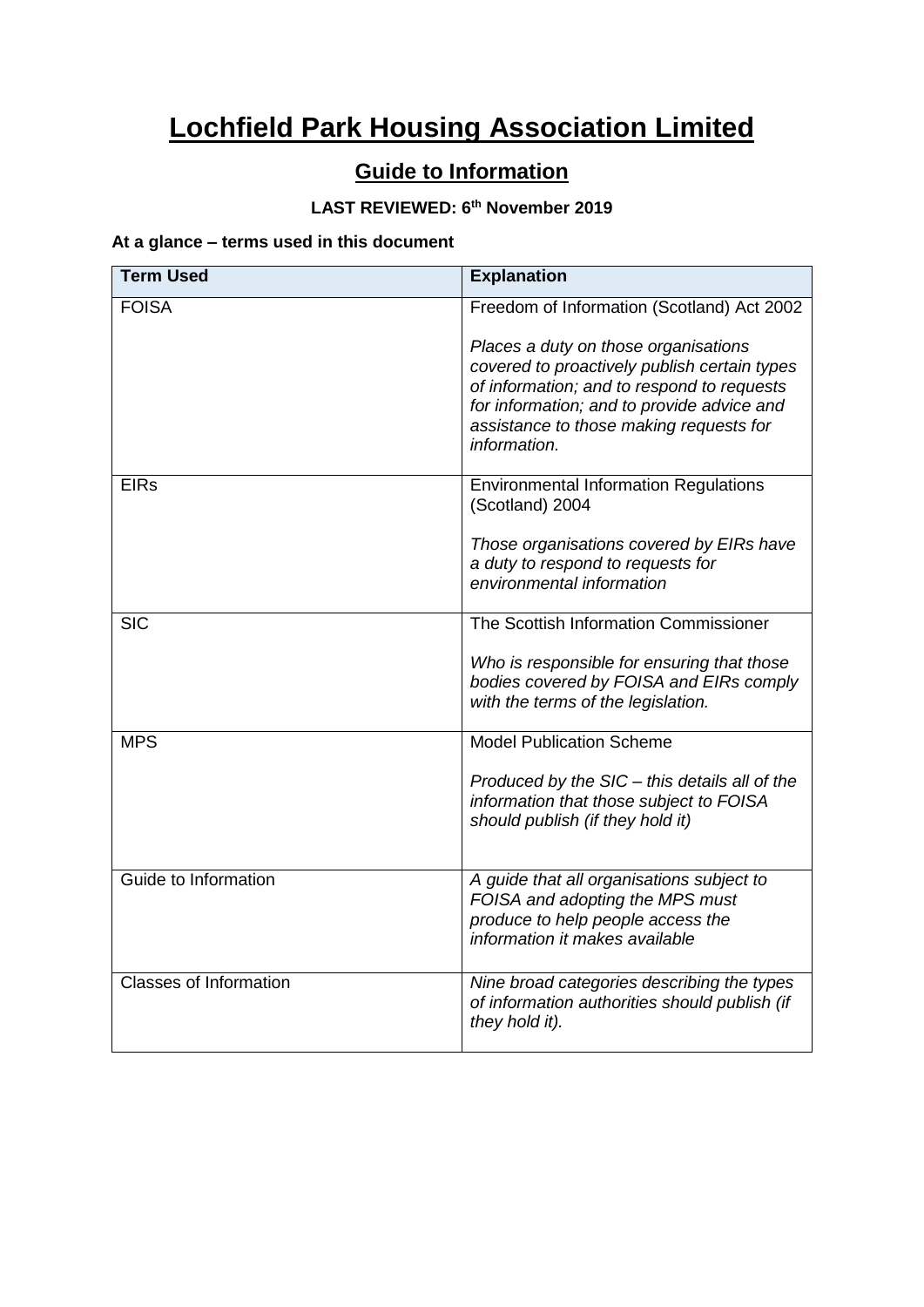# Lochfield Park Housing Association Limited

## Guide to Information

**LAST REVIEWED: 6th November 2019**

**At a glance – terms used in this document**

| Term Used | Explanation |
|---|---|
| FOISA | Freedom of Information (Scotland) Act 2002<br><br>*Places a duty on those organisations covered to proactively publish certain types of information; and to respond to requests for information; and to provide advice and assistance to those making requests for information.* |
| EIRs | Environmental Information Regulations (Scotland) 2004<br><br>*Those organisations covered by EIRs have a duty to respond to requests for environmental information* |
| SIC | The Scottish Information Commissioner<br><br>*Who is responsible for ensuring that those bodies covered by FOISA and EIRs comply with the terms of the legislation.* |
| MPS | Model Publication Scheme<br><br>*Produced by the SIC – this details all of the information that those subject to FOISA should publish (if they hold it)* |
| Guide to Information | *A guide that all organisations subject to FOISA and adopting the MPS must produce to help people access the information it makes available* |
| Classes of Information | *Nine broad categories describing the types of information authorities should publish (if they hold it).* |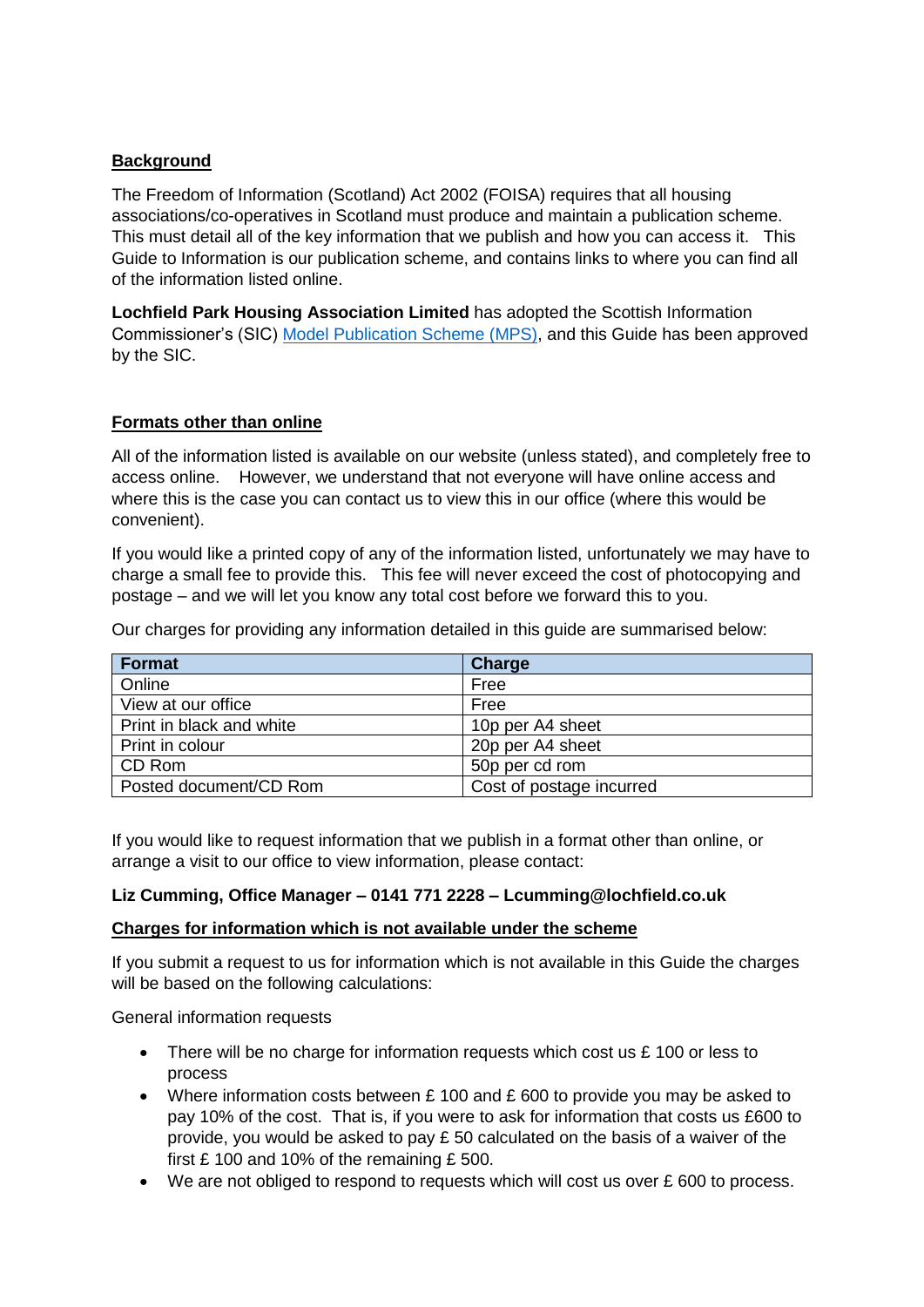## Background

The Freedom of Information (Scotland) Act 2002 (FOISA) requires that all housing associations/co-operatives in Scotland must produce and maintain a publication scheme. This must detail all of the key information that we publish and how you can access it. This Guide to Information is our publication scheme, and contains links to where you can find all of the information listed online.

**Lochfield Park Housing Association Limited** has adopted the Scottish Information Commissioner's (SIC) Model Publication Scheme (MPS), and this Guide has been approved by the SIC.

## Formats other than online

All of the information listed is available on our website (unless stated), and completely free to access online. However, we understand that not everyone will have online access and where this is the case you can contact us to view this in our office (where this would be convenient).

If you would like a printed copy of any of the information listed, unfortunately we may have to charge a small fee to provide this. This fee will never exceed the cost of photocopying and postage – and we will let you know any total cost before we forward this to you.

Our charges for providing any information detailed in this guide are summarised below:

| Format | Charge |
|---|---|
| Online | Free |
| View at our office | Free |
| Print in black and white | 10p per A4 sheet |
| Print in colour | 20p per A4 sheet |
| CD Rom | 50p per cd rom |
| Posted document/CD Rom | Cost of postage incurred |

If you would like to request information that we publish in a format other than online, or arrange a visit to our office to view information, please contact:

**Liz Cumming, Office Manager – 0141 771 2228 – Lcumming@lochfield.co.uk**

## Charges for information which is not available under the scheme

If you submit a request to us for information which is not available in this Guide the charges will be based on the following calculations:

General information requests

- There will be no charge for information requests which cost us £ 100 or less to process
- Where information costs between £ 100 and £ 600 to provide you may be asked to pay 10% of the cost. That is, if you were to ask for information that costs us £600 to provide, you would be asked to pay £ 50 calculated on the basis of a waiver of the first £ 100 and 10% of the remaining £ 500.
- We are not obliged to respond to requests which will cost us over £ 600 to process.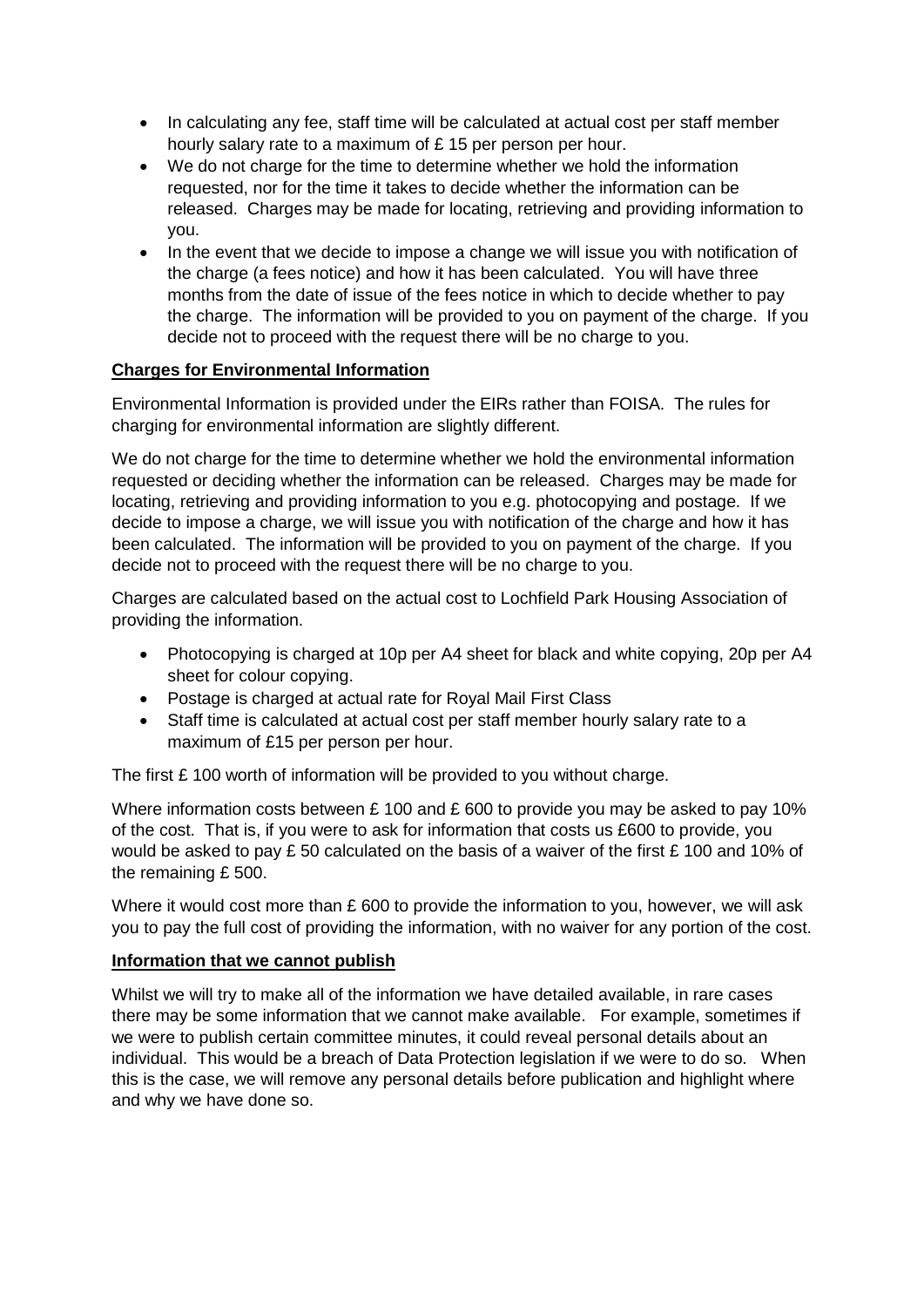- In calculating any fee, staff time will be calculated at actual cost per staff member hourly salary rate to a maximum of £ 15 per person per hour.
- We do not charge for the time to determine whether we hold the information requested, nor for the time it takes to decide whether the information can be released. Charges may be made for locating, retrieving and providing information to you.
- In the event that we decide to impose a change we will issue you with notification of the charge (a fees notice) and how it has been calculated. You will have three months from the date of issue of the fees notice in which to decide whether to pay the charge. The information will be provided to you on payment of the charge. If you decide not to proceed with the request there will be no charge to you.

**Charges for Environmental Information**

Environmental Information is provided under the EIRs rather than FOISA. The rules for charging for environmental information are slightly different.

We do not charge for the time to determine whether we hold the environmental information requested or deciding whether the information can be released. Charges may be made for locating, retrieving and providing information to you e.g. photocopying and postage. If we decide to impose a charge, we will issue you with notification of the charge and how it has been calculated. The information will be provided to you on payment of the charge. If you decide not to proceed with the request there will be no charge to you.

Charges are calculated based on the actual cost to Lochfield Park Housing Association of providing the information.

- Photocopying is charged at 10p per A4 sheet for black and white copying, 20p per A4 sheet for colour copying.
- Postage is charged at actual rate for Royal Mail First Class
- Staff time is calculated at actual cost per staff member hourly salary rate to a maximum of £15 per person per hour.

The first £ 100 worth of information will be provided to you without charge.

Where information costs between £ 100 and £ 600 to provide you may be asked to pay 10% of the cost. That is, if you were to ask for information that costs us £600 to provide, you would be asked to pay £ 50 calculated on the basis of a waiver of the first £ 100 and 10% of the remaining £ 500.

Where it would cost more than £ 600 to provide the information to you, however, we will ask you to pay the full cost of providing the information, with no waiver for any portion of the cost.

**Information that we cannot publish**

Whilst we will try to make all of the information we have detailed available, in rare cases there may be some information that we cannot make available. For example, sometimes if we were to publish certain committee minutes, it could reveal personal details about an individual. This would be a breach of Data Protection legislation if we were to do so. When this is the case, we will remove any personal details before publication and highlight where and why we have done so.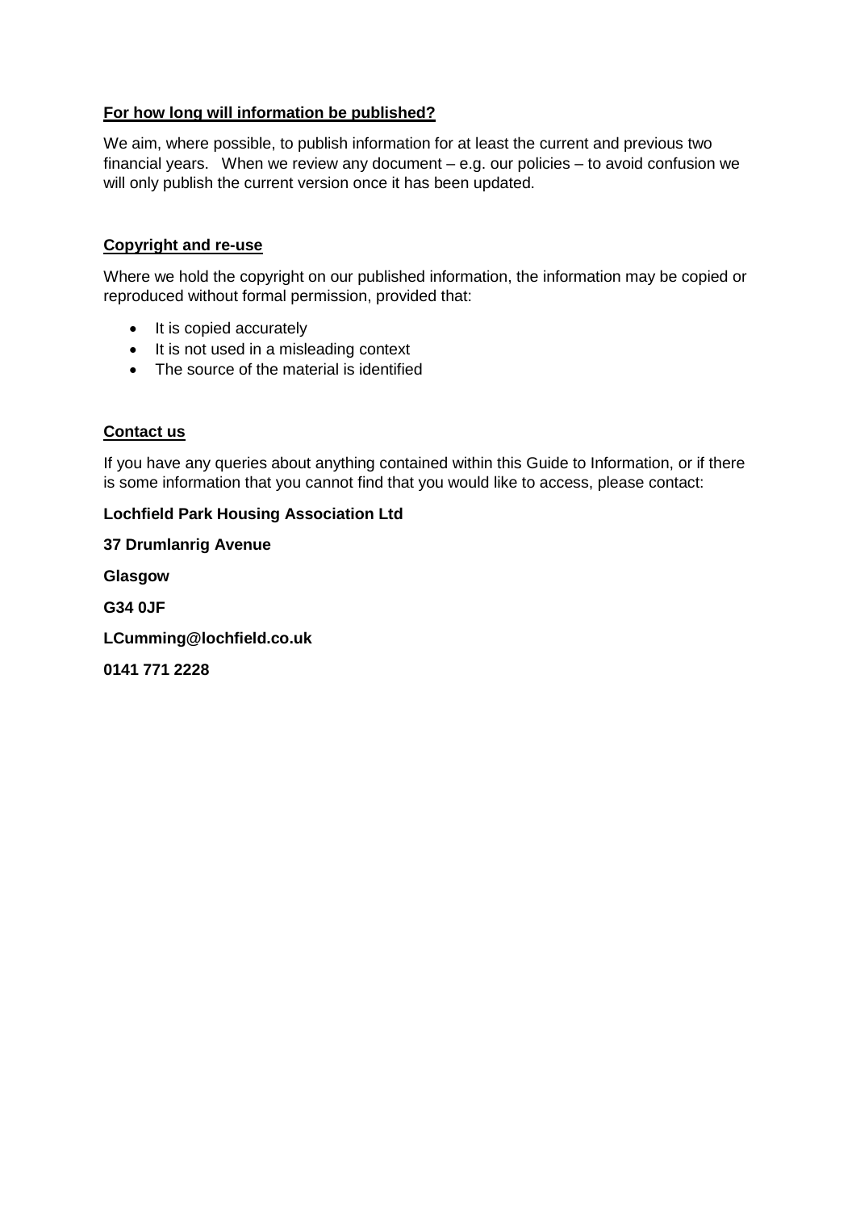## For how long will information be published?

We aim, where possible, to publish information for at least the current and previous two financial years. When we review any document – e.g. our policies – to avoid confusion we will only publish the current version once it has been updated.

## Copyright and re-use

Where we hold the copyright on our published information, the information may be copied or reproduced without formal permission, provided that:

- It is copied accurately
- It is not used in a misleading context
- The source of the material is identified

## Contact us

If you have any queries about anything contained within this Guide to Information, or if there is some information that you cannot find that you would like to access, please contact:

**Lochfield Park Housing Association Ltd**

**37 Drumlanrig Avenue**

**Glasgow**

**G34 0JF**

**LCumming@lochfield.co.uk**

**0141 771 2228**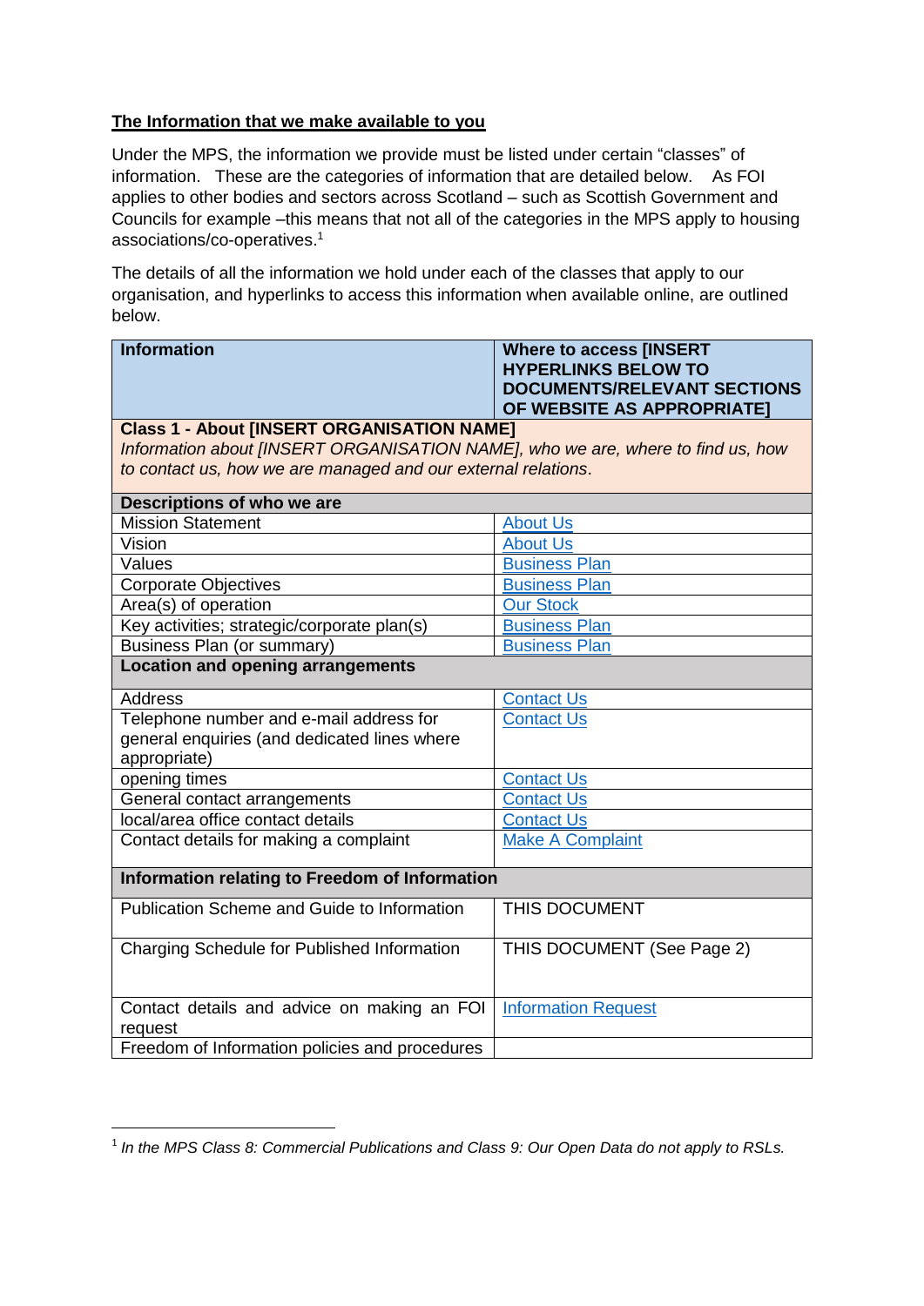**The Information that we make available to you**

Under the MPS, the information we provide must be listed under certain "classes" of information. These are the categories of information that are detailed below. As FOI applies to other bodies and sectors across Scotland – such as Scottish Government and Councils for example –this means that not all of the categories in the MPS apply to housing associations/co-operatives.[1]

The details of all the information we hold under each of the classes that apply to our organisation, and hyperlinks to access this information when available online, are outlined below.

| **Information** | **Where to access [INSERT HYPERLINKS BELOW TO DOCUMENTS/RELEVANT SECTIONS OF WEBSITE AS APPROPRIATE]** |
|---|---|
| **Class 1 - About [INSERT ORGANISATION NAME]** *Information about [INSERT ORGANISATION NAME], who we are, where to find us, how to contact us, how we are managed and our external relations.* | |
| **Descriptions of who we are** | |
| Mission Statement | About Us |
| Vision | About Us |
| Values | Business Plan |
| Corporate Objectives | Business Plan |
| Area(s) of operation | Our Stock |
| Key activities; strategic/corporate plan(s) | Business Plan |
| Business Plan (or summary) | Business Plan |
| **Location and opening arrangements** | |
| Address | Contact Us |
| Telephone number and e-mail address for general enquiries (and dedicated lines where appropriate) | Contact Us |
| opening times | Contact Us |
| General contact arrangements | Contact Us |
| local/area office contact details | Contact Us |
| Contact details for making a complaint | Make A Complaint |
| **Information relating to Freedom of Information** | |
| Publication Scheme and Guide to Information | THIS DOCUMENT |
| Charging Schedule for Published Information | THIS DOCUMENT (See Page 2) |
| Contact details and advice on making an FOI request | Information Request |
| Freedom of Information policies and procedures | |

[1] *In the MPS Class 8: Commercial Publications and Class 9: Our Open Data do not apply to RSLs.*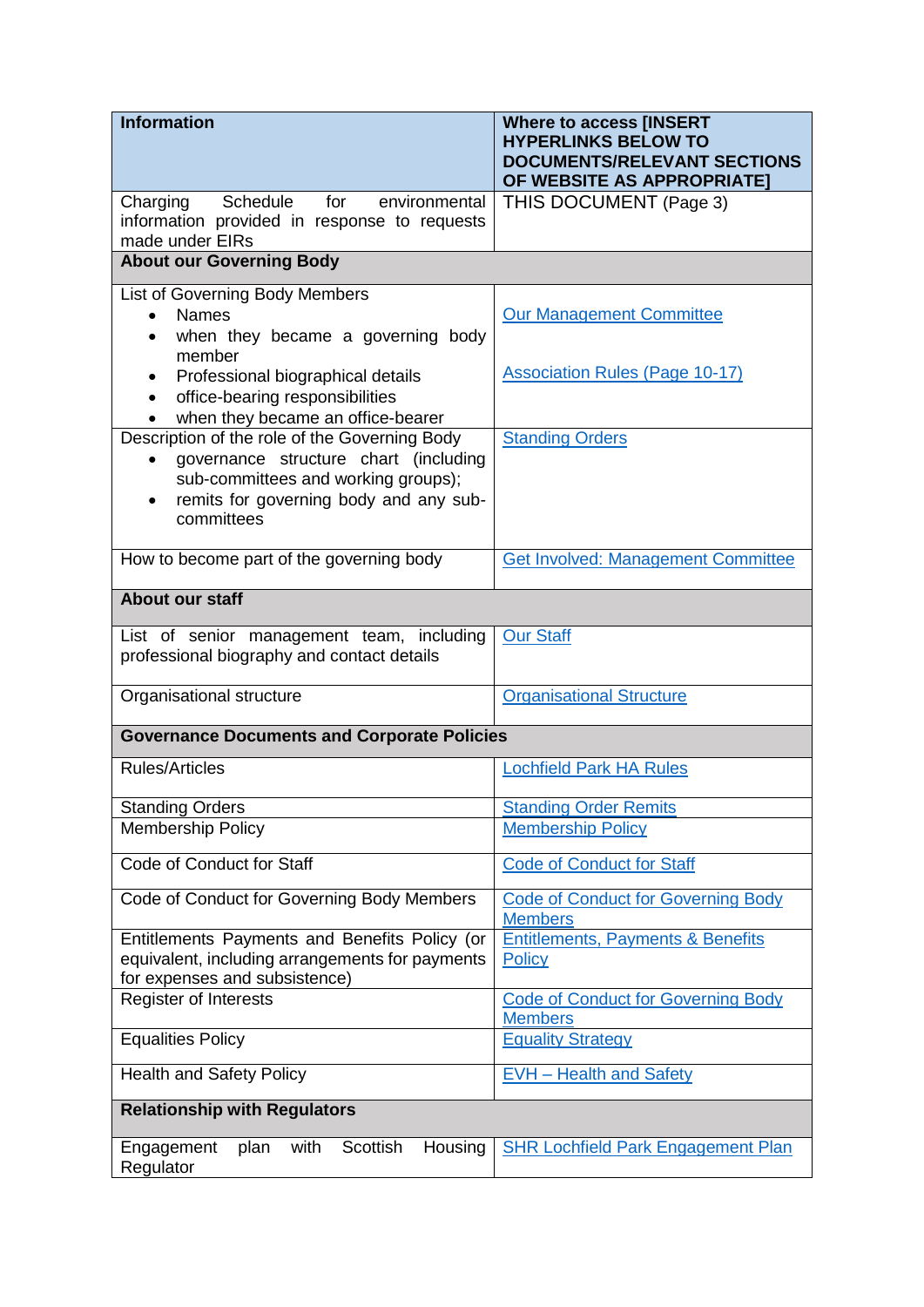| Information | Where to access [INSERT HYPERLINKS BELOW TO DOCUMENTS/RELEVANT SECTIONS OF WEBSITE AS APPROPRIATE] |
|---|---|
| Charging Schedule for environmental information provided in response to requests made under EIRs | THIS DOCUMENT (Page 3) |
| **About our Governing Body** | |
| List of Governing Body Members<br>• Names<br>• when they became a governing body member<br>• Professional biographical details<br>• office-bearing responsibilities<br>• when they became an office-bearer | Our Management Committee<br><br>Association Rules (Page 10-17) |
| Description of the role of the Governing Body<br>• governance structure chart (including sub-committees and working groups);<br>• remits for governing body and any sub-committees | Standing Orders |
| How to become part of the governing body | Get Involved: Management Committee |
| **About our staff** | |
| List of senior management team, including professional biography and contact details | Our Staff |
| Organisational structure | Organisational Structure |
| **Governance Documents and Corporate Policies** | |
| Rules/Articles | Lochfield Park HA Rules |
| Standing Orders | Standing Order Remits |
| Membership Policy | Membership Policy |
| Code of Conduct for Staff | Code of Conduct for Staff |
| Code of Conduct for Governing Body Members | Code of Conduct for Governing Body Members |
| Entitlements Payments and Benefits Policy (or equivalent, including arrangements for payments for expenses and subsistence) | Entitlements, Payments & Benefits Policy |
| Register of Interests | Code of Conduct for Governing Body Members |
| Equalities Policy | Equality Strategy |
| Health and Safety Policy | EVH – Health and Safety |
| **Relationship with Regulators** | |
| Engagement plan with Scottish Housing Regulator | SHR Lochfield Park Engagement Plan |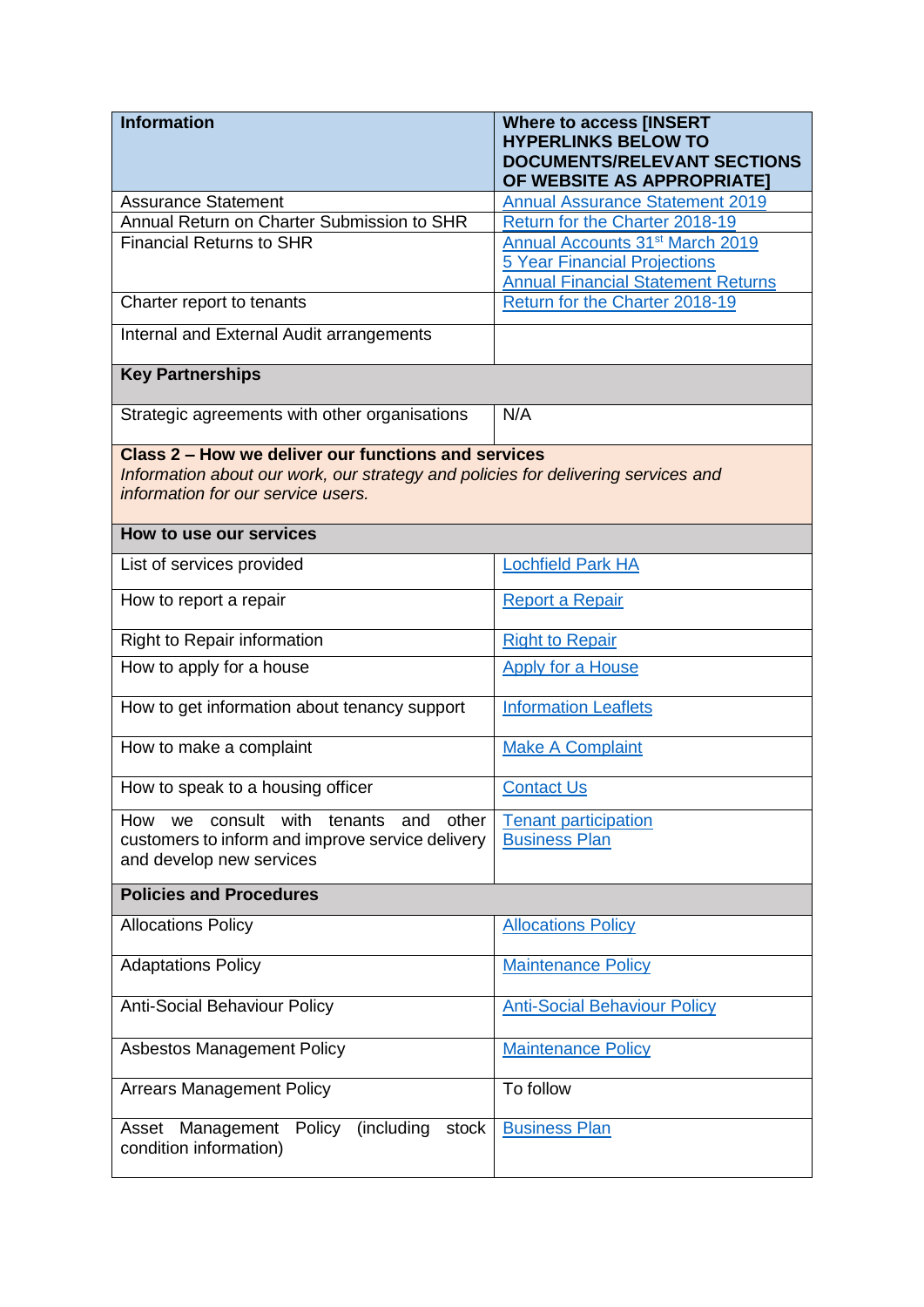| **Information** | **Where to access [INSERT HYPERLINKS BELOW TO DOCUMENTS/RELEVANT SECTIONS OF WEBSITE AS APPROPRIATE]** |
|---|---|
| Assurance Statement | Annual Assurance Statement 2019 |
| Annual Return on Charter Submission to SHR | Return for the Charter 2018-19 |
| Financial Returns to SHR | Annual Accounts 31st March 2019<br>5 Year Financial Projections<br>Annual Financial Statement Returns |
| Charter report to tenants | Return for the Charter 2018-19 |
| Internal and External Audit arrangements | |
| **Key Partnerships** | |
| Strategic agreements with other organisations | N/A |
| **Class 2 – How we deliver our functions and services**<br>*Information about our work, our strategy and policies for delivering services and information for our service users.* | |
| **How to use our services** | |
| List of services provided | Lochfield Park HA |
| How to report a repair | Report a Repair |
| Right to Repair information | Right to Repair |
| How to apply for a house | Apply for a House |
| How to get information about tenancy support | Information Leaflets |
| How to make a complaint | Make A Complaint |
| How to speak to a housing officer | Contact Us |
| How we consult with tenants and other customers to inform and improve service delivery and develop new services | Tenant participation<br>Business Plan |
| **Policies and Procedures** | |
| Allocations Policy | Allocations Policy |
| Adaptations Policy | Maintenance Policy |
| Anti-Social Behaviour Policy | Anti-Social Behaviour Policy |
| Asbestos Management Policy | Maintenance Policy |
| Arrears Management Policy | To follow |
| Asset Management Policy (including stock condition information) | Business Plan |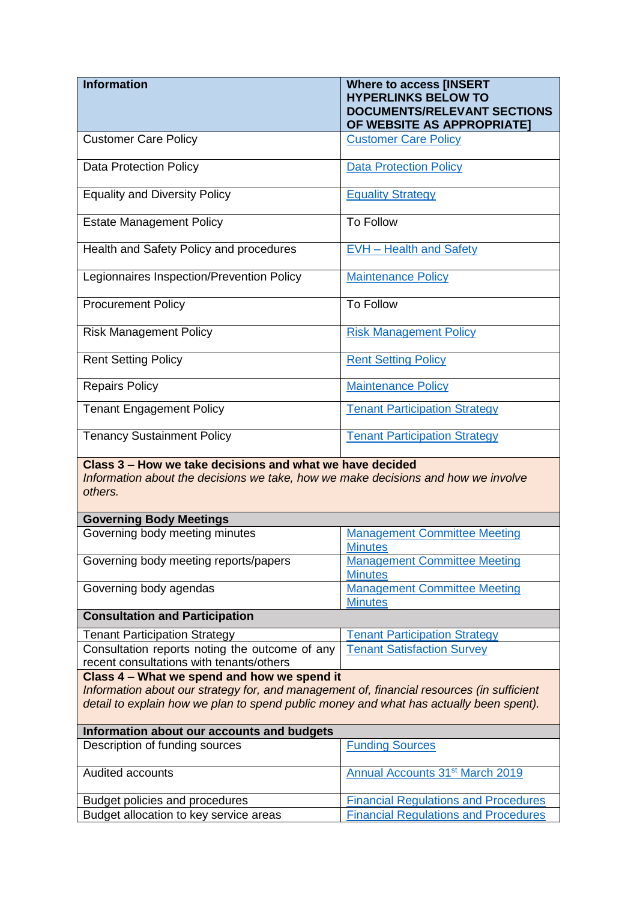| Information | Where to access [INSERT HYPERLINKS BELOW TO DOCUMENTS/RELEVANT SECTIONS OF WEBSITE AS APPROPRIATE] |
|---|---|
| Customer Care Policy | Customer Care Policy |
| Data Protection Policy | Data Protection Policy |
| Equality and Diversity Policy | Equality Strategy |
| Estate Management Policy | To Follow |
| Health and Safety Policy and procedures | EVH – Health and Safety |
| Legionnaires Inspection/Prevention Policy | Maintenance Policy |
| Procurement Policy | To Follow |
| Risk Management Policy | Risk Management Policy |
| Rent Setting Policy | Rent Setting Policy |
| Repairs Policy | Maintenance Policy |
| Tenant Engagement Policy | Tenant Participation Strategy |
| Tenancy Sustainment Policy | Tenant Participation Strategy |
| **Class 3 – How we take decisions and what we have decided**<br>*Information about the decisions we take, how we make decisions and how we involve others.* | |
| **Governing Body Meetings** | |
| Governing body meeting minutes | Management Committee Meeting Minutes |
| Governing body meeting reports/papers | Management Committee Meeting Minutes |
| Governing body agendas | Management Committee Meeting Minutes |
| **Consultation and Participation** | |
| Tenant Participation Strategy | Tenant Participation Strategy |
| Consultation reports noting the outcome of any recent consultations with tenants/others | Tenant Satisfaction Survey |
| **Class 4 – What we spend and how we spend it**<br>*Information about our strategy for, and management of, financial resources (in sufficient detail to explain how we plan to spend public money and what has actually been spent).* | |
| **Information about our accounts and budgets** | |
| Description of funding sources | Funding Sources |
| Audited accounts | Annual Accounts 31st March 2019 |
| Budget policies and procedures | Financial Regulations and Procedures |
| Budget allocation to key service areas | Financial Regulations and Procedures |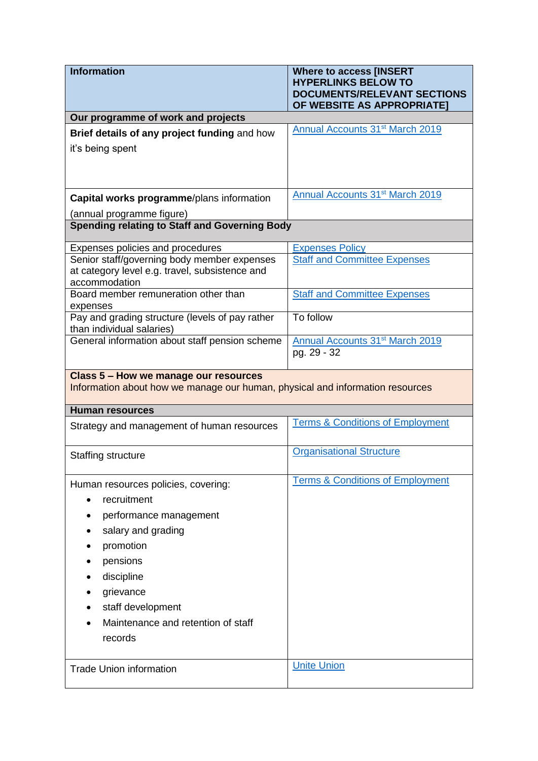| Information | Where to access [INSERT HYPERLINKS BELOW TO DOCUMENTS/RELEVANT SECTIONS OF WEBSITE AS APPROPRIATE] |
|---|---|
| **Our programme of work and projects** | |
| **Brief details of any project funding** and how it's being spent | Annual Accounts 31st March 2019 |
| **Capital works programme**/plans information (annual programme figure) | Annual Accounts 31st March 2019 |
| **Spending relating to Staff and Governing Body** | |
| Expenses policies and procedures | Expenses Policy |
| Senior staff/governing body member expenses at category level e.g. travel, subsistence and accommodation | Staff and Committee Expenses |
| Board member remuneration other than expenses | Staff and Committee Expenses |
| Pay and grading structure (levels of pay rather than individual salaries) | To follow |
| General information about staff pension scheme | Annual Accounts 31st March 2019 pg. 29 - 32 |
| **Class 5 – How we manage our resources** Information about how we manage our human, physical and information resources | |
| **Human resources** | |
| Strategy and management of human resources | Terms & Conditions of Employment |
| Staffing structure | Organisational Structure |
| Human resources policies, covering: <br>• recruitment <br>• performance management <br>• salary and grading <br>• promotion <br>• pensions <br>• discipline <br>• grievance <br>• staff development <br>• Maintenance and retention of staff records | Terms & Conditions of Employment |
| Trade Union information | Unite Union |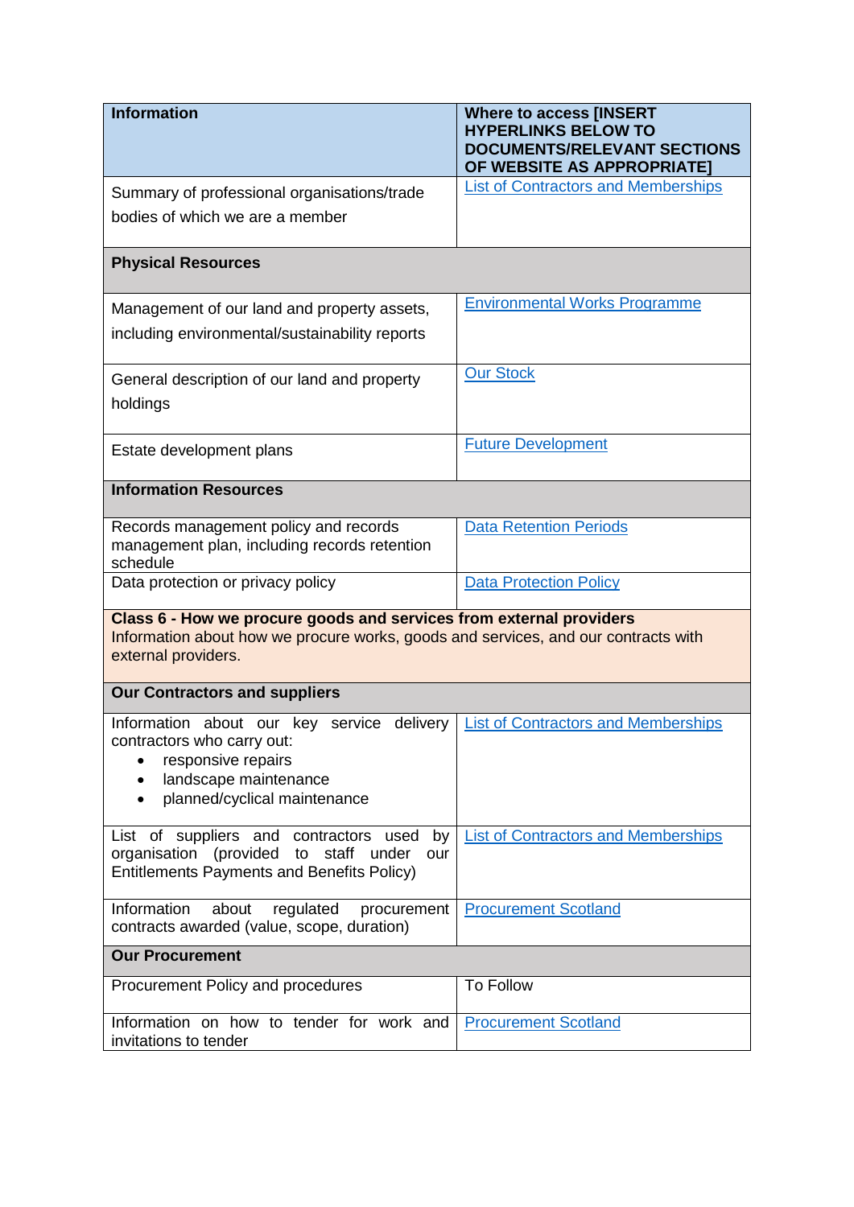| Information | Where to access [INSERT HYPERLINKS BELOW TO DOCUMENTS/RELEVANT SECTIONS OF WEBSITE AS APPROPRIATE] |
| --- | --- |
| Summary of professional organisations/trade bodies of which we are a member | List of Contractors and Memberships |
| **Physical Resources** | |
| Management of our land and property assets, including environmental/sustainability reports | Environmental Works Programme |
| General description of our land and property holdings | Our Stock |
| Estate development plans | Future Development |
| **Information Resources** | |
| Records management policy and records management plan, including records retention schedule | Data Retention Periods |
| Data protection or privacy policy | Data Protection Policy |
| **Class 6 - How we procure goods and services from external providers** Information about how we procure works, goods and services, and our contracts with external providers. | |
| **Our Contractors and suppliers** | |
| Information about our key service delivery contractors who carry out: <br>• responsive repairs <br>• landscape maintenance <br>• planned/cyclical maintenance | List of Contractors and Memberships |
| List of suppliers and contractors used by organisation (provided to staff under our Entitlements Payments and Benefits Policy) | List of Contractors and Memberships |
| Information about regulated procurement contracts awarded (value, scope, duration) | Procurement Scotland |
| **Our Procurement** | |
| Procurement Policy and procedures | To Follow |
| Information on how to tender for work and invitations to tender | Procurement Scotland |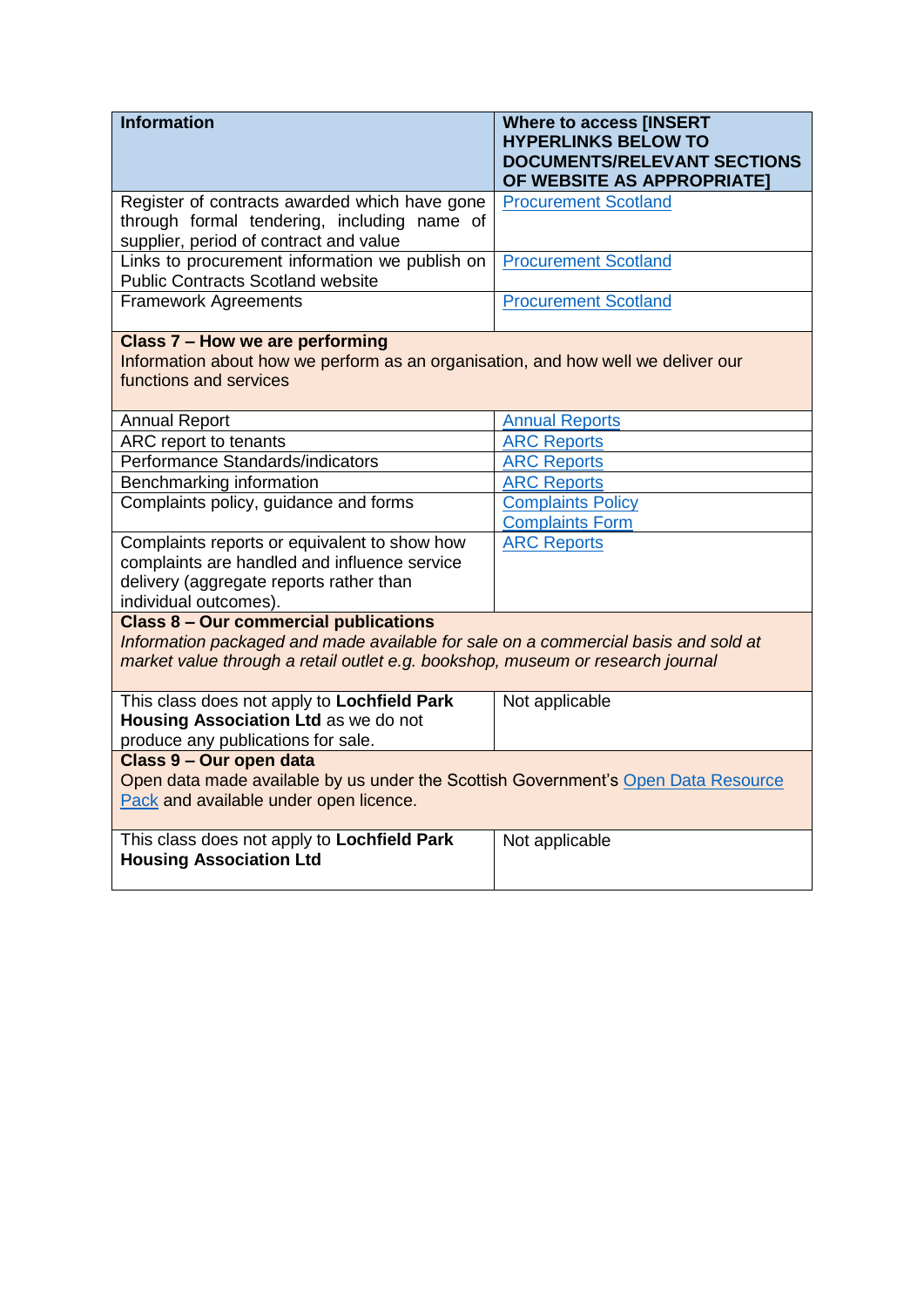| Information | Where to access [INSERT HYPERLINKS BELOW TO DOCUMENTS/RELEVANT SECTIONS OF WEBSITE AS APPROPRIATE] |
|---|---|
| Register of contracts awarded which have gone through formal tendering, including name of supplier, period of contract and value | Procurement Scotland |
| Links to procurement information we publish on Public Contracts Scotland website | Procurement Scotland |
| Framework Agreements | Procurement Scotland |
| **Class 7 – How we are performing** Information about how we perform as an organisation, and how well we deliver our functions and services | |
| Annual Report | Annual Reports |
| ARC report to tenants | ARC Reports |
| Performance Standards/indicators | ARC Reports |
| Benchmarking information | ARC Reports |
| Complaints policy, guidance and forms | Complaints Policy<br>Complaints Form |
| Complaints reports or equivalent to show how complaints are handled and influence service delivery (aggregate reports rather than individual outcomes). | ARC Reports |
| **Class 8 – Our commercial publications** *Information packaged and made available for sale on a commercial basis and sold at market value through a retail outlet e.g. bookshop, museum or research journal* | |
| This class does not apply to **Lochfield Park Housing Association Ltd** as we do not produce any publications for sale. | Not applicable |
| **Class 9 – Our open data** Open data made available by us under the Scottish Government's Open Data Resource Pack and available under open licence. | |
| This class does not apply to **Lochfield Park Housing Association Ltd** | Not applicable |